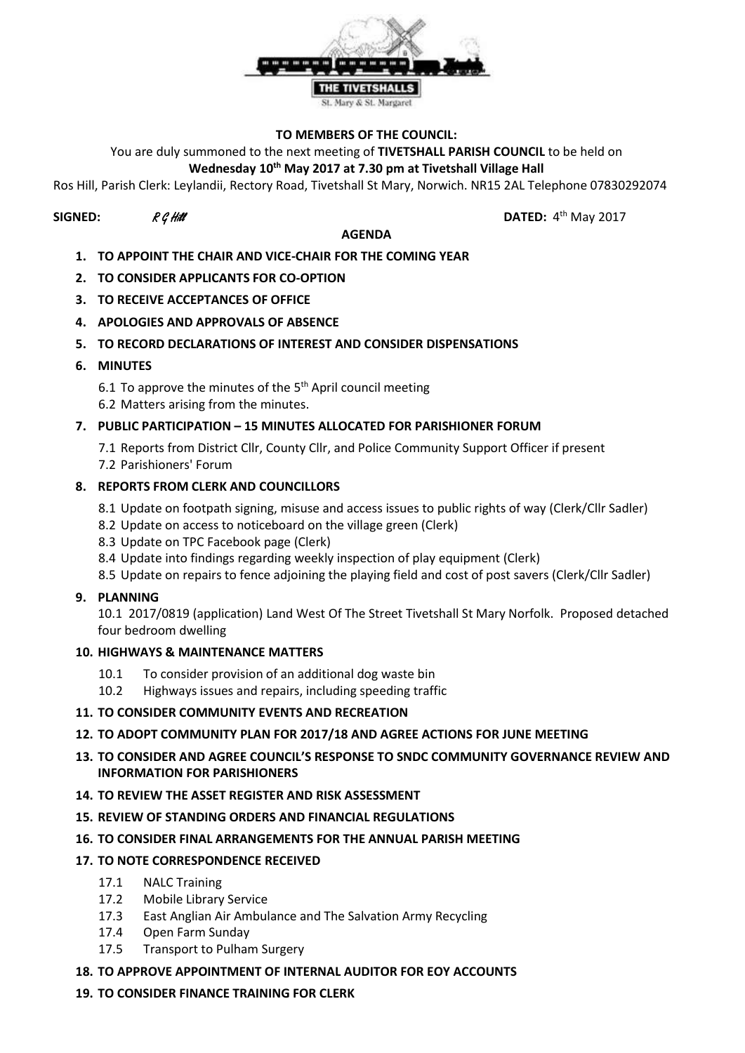THE TIVETSHALLS

St. Mary & St. Margaret

**TO MEMBERS OF THE COUNCIL:**

You are duly summoned to the next meeting of **TIVETSHALL PARISH COUNCIL** to be held on **Wednesday 10th May 2017 at 7.30 pm at Tivetshall Village Hall**

Ros Hill, Parish Clerk: Leylandii, Rectory Road, Tivetshall St Mary, Norwich. NR15 2AL Telephone 07830292074

**SIGNED:** *R G Hill* **DATED:** 4th May 2017

**AGENDA**

1. **TO APPOINT THE CHAIR AND VICE-CHAIR FOR THE COMING YEAR**
2. **TO CONSIDER APPLICANTS FOR CO-OPTION**
3. **TO RECEIVE ACCEPTANCES OF OFFICE**
4. **APOLOGIES AND APPROVALS OF ABSENCE**
5. **TO RECORD DECLARATIONS OF INTEREST AND CONSIDER DISPENSATIONS**
6. **MINUTES**
   - 6.1 To approve the minutes of the 5th April council meeting
   - 6.2 Matters arising from the minutes.
7. **PUBLIC PARTICIPATION – 15 MINUTES ALLOCATED FOR PARISHIONER FORUM**
   - 7.1 Reports from District Cllr, County Cllr, and Police Community Support Officer if present
   - 7.2 Parishioners' Forum
8. **REPORTS FROM CLERK AND COUNCILLORS**
   - 8.1 Update on footpath signing, misuse and access issues to public rights of way (Clerk/Cllr Sadler)
   - 8.2 Update on access to noticeboard on the village green (Clerk)
   - 8.3 Update on TPC Facebook page (Clerk)
   - 8.4 Update into findings regarding weekly inspection of play equipment (Clerk)
   - 8.5 Update on repairs to fence adjoining the playing field and cost of post savers (Clerk/Cllr Sadler)
9. **PLANNING**

   10.1 2017/0819 (application) Land West Of The Street Tivetshall St Mary Norfolk. Proposed detached four bedroom dwelling
10. **HIGHWAYS & MAINTENANCE MATTERS**
    - 10.1 To consider provision of an additional dog waste bin
    - 10.2 Highways issues and repairs, including speeding traffic
11. **TO CONSIDER COMMUNITY EVENTS AND RECREATION**
12. **TO ADOPT COMMUNITY PLAN FOR 2017/18 AND AGREE ACTIONS FOR JUNE MEETING**
13. **TO CONSIDER AND AGREE COUNCIL'S RESPONSE TO SNDC COMMUNITY GOVERNANCE REVIEW AND INFORMATION FOR PARISHIONERS**
14. **TO REVIEW THE ASSET REGISTER AND RISK ASSESSMENT**
15. **REVIEW OF STANDING ORDERS AND FINANCIAL REGULATIONS**
16. **TO CONSIDER FINAL ARRANGEMENTS FOR THE ANNUAL PARISH MEETING**
17. **TO NOTE CORRESPONDENCE RECEIVED**
    - 17.1 NALC Training
    - 17.2 Mobile Library Service
    - 17.3 East Anglian Air Ambulance and The Salvation Army Recycling
    - 17.4 Open Farm Sunday
    - 17.5 Transport to Pulham Surgery
18. **TO APPROVE APPOINTMENT OF INTERNAL AUDITOR FOR EOY ACCOUNTS**
19. **TO CONSIDER FINANCE TRAINING FOR CLERK**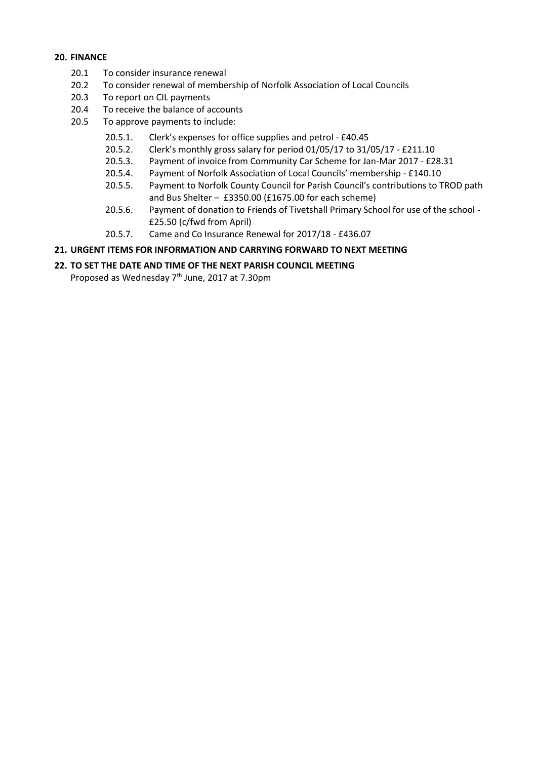**20. FINANCE**

20.1 To consider insurance renewal

20.2 To consider renewal of membership of Norfolk Association of Local Councils

20.3 To report on CIL payments

20.4 To receive the balance of accounts

20.5 To approve payments to include:

20.5.1. Clerk's expenses for office supplies and petrol - £40.45

20.5.2. Clerk's monthly gross salary for period 01/05/17 to 31/05/17 - £211.10

20.5.3. Payment of invoice from Community Car Scheme for Jan-Mar 2017 - £28.31

20.5.4. Payment of Norfolk Association of Local Councils' membership - £140.10

20.5.5. Payment to Norfolk County Council for Parish Council's contributions to TROD path and Bus Shelter – £3350.00 (£1675.00 for each scheme)

20.5.6. Payment of donation to Friends of Tivetshall Primary School for use of the school - £25.50 (c/fwd from April)

20.5.7. Came and Co Insurance Renewal for 2017/18 - £436.07

**21. URGENT ITEMS FOR INFORMATION AND CARRYING FORWARD TO NEXT MEETING**

**22. TO SET THE DATE AND TIME OF THE NEXT PARISH COUNCIL MEETING**

Proposed as Wednesday 7th June, 2017 at 7.30pm